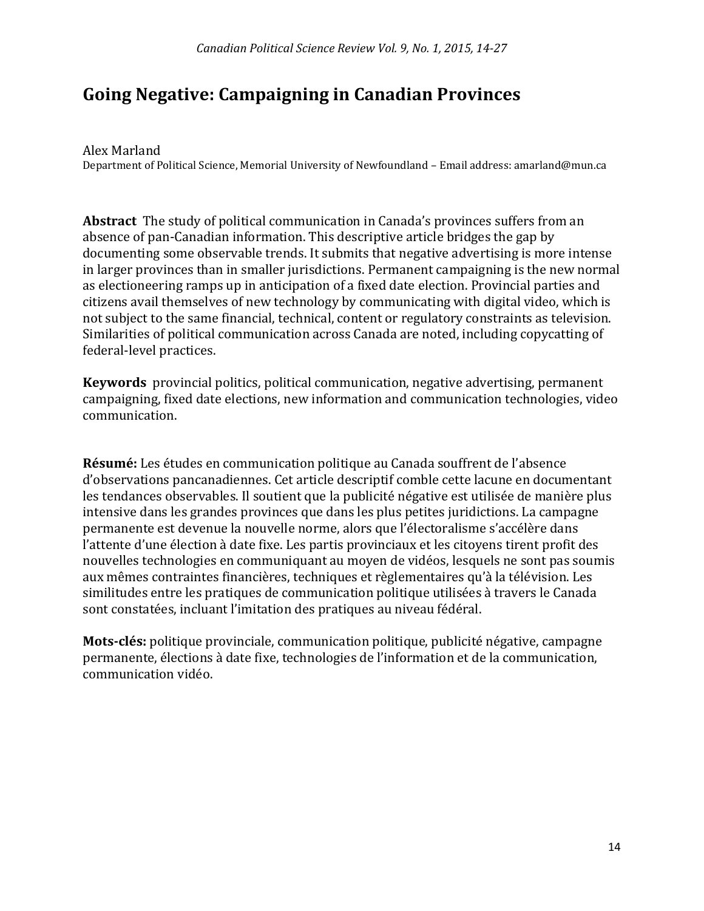# Going Negative: Campaigning in Canadian Provinces

Alex Marland
Department of Political Science, Memorial University of Newfoundland – Email address: amarland@mun.ca

**Abstract** The study of political communication in Canada's provinces suffers from an absence of pan-Canadian information. This descriptive article bridges the gap by documenting some observable trends. It submits that negative advertising is more intense in larger provinces than in smaller jurisdictions. Permanent campaigning is the new normal as electioneering ramps up in anticipation of a fixed date election. Provincial parties and citizens avail themselves of new technology by communicating with digital video, which is not subject to the same financial, technical, content or regulatory constraints as television. Similarities of political communication across Canada are noted, including copycatting of federal-level practices.

**Keywords** provincial politics, political communication, negative advertising, permanent campaigning, fixed date elections, new information and communication technologies, video communication.

**Résumé:** Les études en communication politique au Canada souffrent de l'absence d'observations pancanadiennes. Cet article descriptif comble cette lacune en documentant les tendances observables. Il soutient que la publicité négative est utilisée de manière plus intensive dans les grandes provinces que dans les plus petites juridictions. La campagne permanente est devenue la nouvelle norme, alors que l'électoralisme s'accélère dans l'attente d'une élection à date fixe. Les partis provinciaux et les citoyens tirent profit des nouvelles technologies en communiquant au moyen de vidéos, lesquels ne sont pas soumis aux mêmes contraintes financières, techniques et règlementaires qu'à la télévision. Les similitudes entre les pratiques de communication politique utilisées à travers le Canada sont constatées, incluant l'imitation des pratiques au niveau fédéral.

**Mots-clés:** politique provinciale, communication politique, publicité négative, campagne permanente, élections à date fixe, technologies de l'information et de la communication, communication vidéo.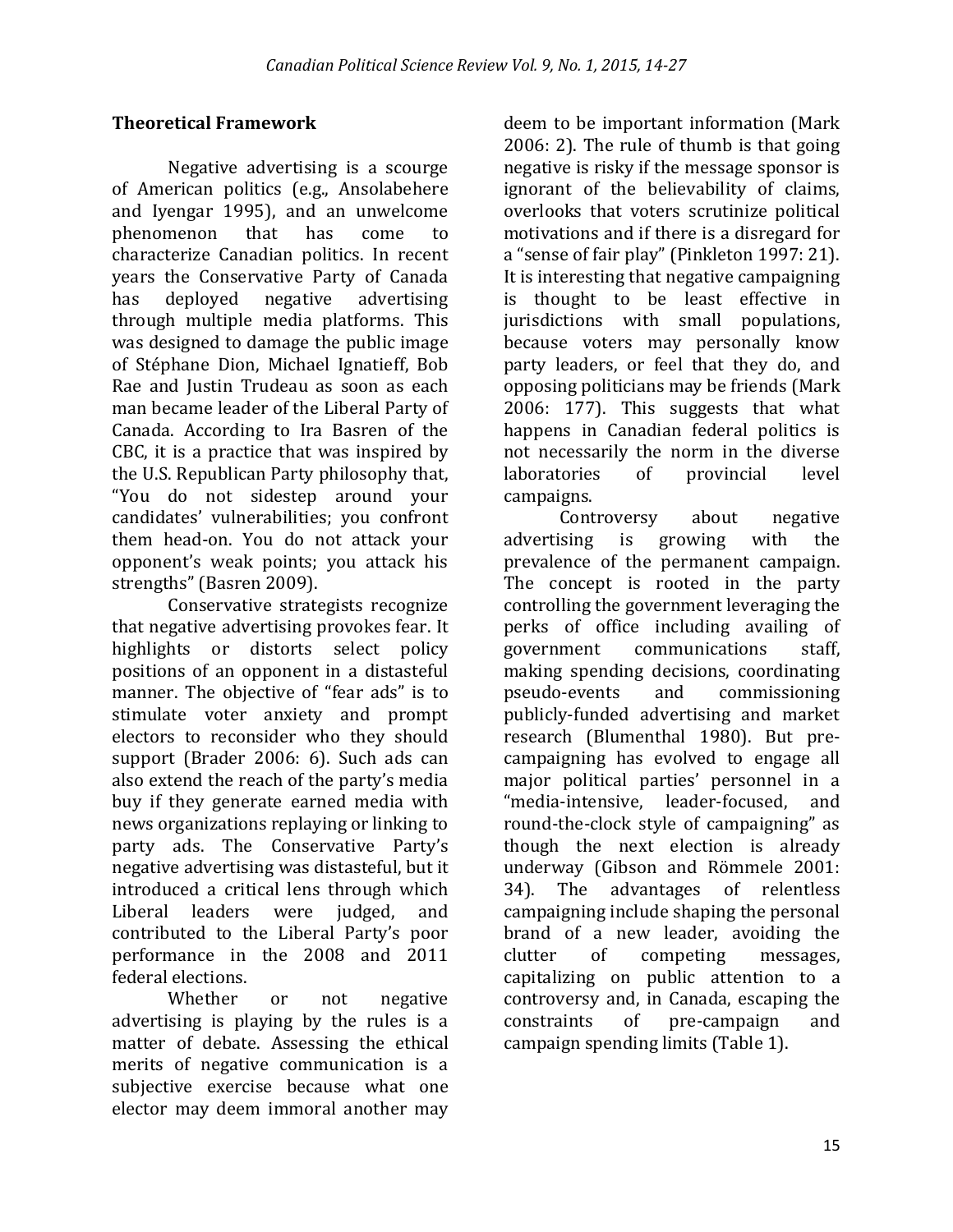## Theoretical Framework

Negative advertising is a scourge of American politics (e.g., Ansolabehere and Iyengar 1995), and an unwelcome phenomenon that has come to characterize Canadian politics. In recent years the Conservative Party of Canada has deployed negative advertising through multiple media platforms. This was designed to damage the public image of Stéphane Dion, Michael Ignatieff, Bob Rae and Justin Trudeau as soon as each man became leader of the Liberal Party of Canada. According to Ira Basren of the CBC, it is a practice that was inspired by the U.S. Republican Party philosophy that, "You do not sidestep around your candidates' vulnerabilities; you confront them head-on. You do not attack your opponent's weak points; you attack his strengths" (Basren 2009).

Conservative strategists recognize that negative advertising provokes fear. It highlights or distorts select policy positions of an opponent in a distasteful manner. The objective of "fear ads" is to stimulate voter anxiety and prompt electors to reconsider who they should support (Brader 2006: 6). Such ads can also extend the reach of the party's media buy if they generate earned media with news organizations replaying or linking to party ads. The Conservative Party's negative advertising was distasteful, but it introduced a critical lens through which Liberal leaders were judged, and contributed to the Liberal Party's poor performance in the 2008 and 2011 federal elections.

Whether or not negative advertising is playing by the rules is a matter of debate. Assessing the ethical merits of negative communication is a subjective exercise because what one elector may deem immoral another may deem to be important information (Mark 2006: 2). The rule of thumb is that going negative is risky if the message sponsor is ignorant of the believability of claims, overlooks that voters scrutinize political motivations and if there is a disregard for a "sense of fair play" (Pinkleton 1997: 21). It is interesting that negative campaigning is thought to be least effective in jurisdictions with small populations, because voters may personally know party leaders, or feel that they do, and opposing politicians may be friends (Mark 2006: 177). This suggests that what happens in Canadian federal politics is not necessarily the norm in the diverse laboratories of provincial level campaigns.

Controversy about negative advertising is growing with the prevalence of the permanent campaign. The concept is rooted in the party controlling the government leveraging the perks of office including availing of government communications staff, making spending decisions, coordinating pseudo-events and commissioning publicly-funded advertising and market research (Blumenthal 1980). But pre-campaigning has evolved to engage all major political parties' personnel in a "media-intensive, leader-focused, and round-the-clock style of campaigning" as though the next election is already underway (Gibson and Römmele 2001: 34). The advantages of relentless campaigning include shaping the personal brand of a new leader, avoiding the clutter of competing messages, capitalizing on public attention to a controversy and, in Canada, escaping the constraints of pre-campaign and campaign spending limits (Table 1).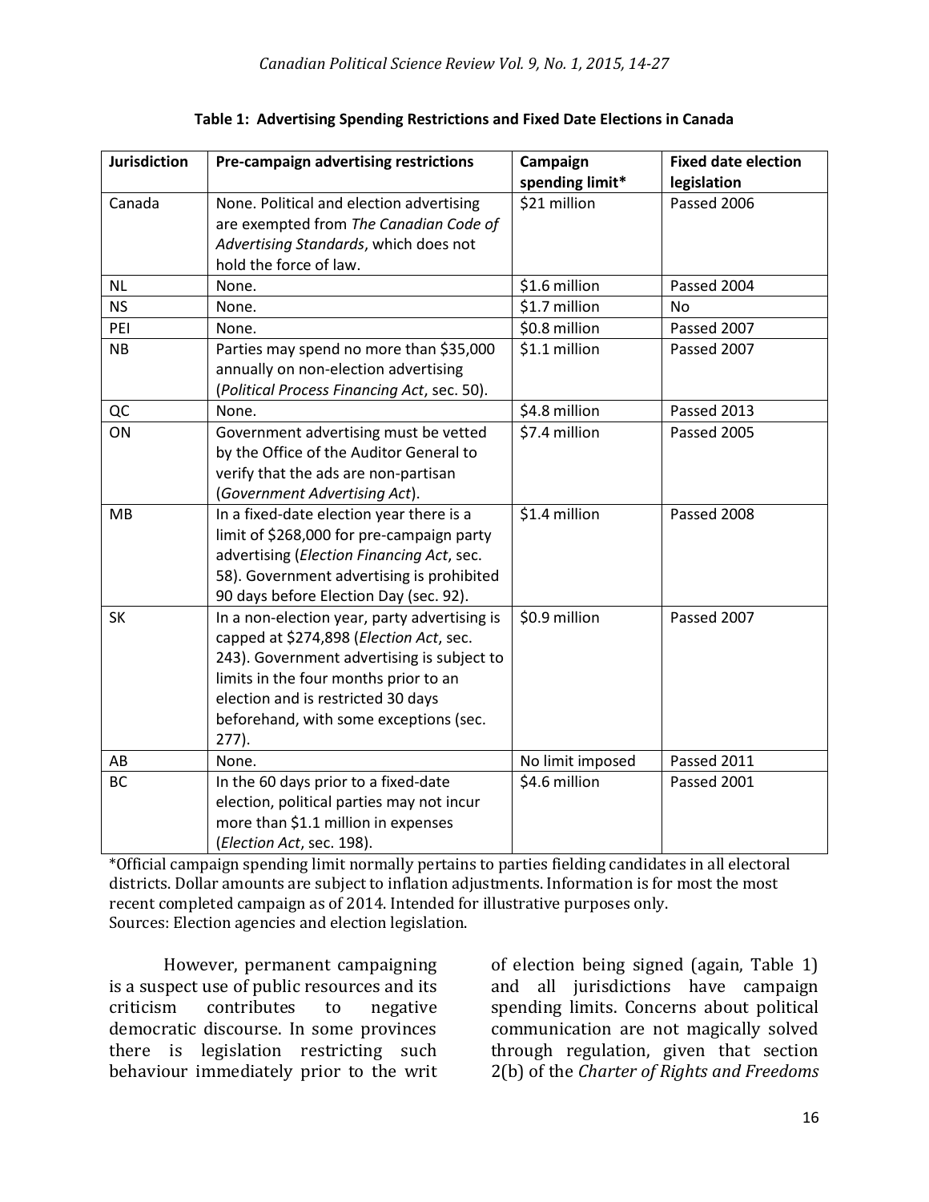**Table 1: Advertising Spending Restrictions and Fixed Date Elections in Canada**

| Jurisdiction | Pre-campaign advertising restrictions | Campaign spending limit* | Fixed date election legislation |
|---|---|---|---|
| Canada | None. Political and election advertising are exempted from *The Canadian Code of Advertising Standards*, which does not hold the force of law. | $21 million | Passed 2006 |
| NL | None. | $1.6 million | Passed 2004 |
| NS | None. | $1.7 million | No |
| PEI | None. | $0.8 million | Passed 2007 |
| NB | Parties may spend no more than $35,000 annually on non-election advertising (*Political Process Financing Act*, sec. 50). | $1.1 million | Passed 2007 |
| QC | None. | $4.8 million | Passed 2013 |
| ON | Government advertising must be vetted by the Office of the Auditor General to verify that the ads are non-partisan (*Government Advertising Act*). | $7.4 million | Passed 2005 |
| MB | In a fixed-date election year there is a limit of $268,000 for pre-campaign party advertising (*Election Financing Act*, sec. 58). Government advertising is prohibited 90 days before Election Day (sec. 92). | $1.4 million | Passed 2008 |
| SK | In a non-election year, party advertising is capped at $274,898 (*Election Act*, sec. 243). Government advertising is subject to limits in the four months prior to an election and is restricted 30 days beforehand, with some exceptions (sec. 277). | $0.9 million | Passed 2007 |
| AB | None. | No limit imposed | Passed 2011 |
| BC | In the 60 days prior to a fixed-date election, political parties may not incur more than $1.1 million in expenses (*Election Act*, sec. 198). | $4.6 million | Passed 2001 |

*Official campaign spending limit normally pertains to parties fielding candidates in all electoral districts. Dollar amounts are subject to inflation adjustments. Information is for most the most recent completed campaign as of 2014. Intended for illustrative purposes only.
Sources: Election agencies and election legislation.

However, permanent campaigning is a suspect use of public resources and its criticism contributes to negative democratic discourse. In some provinces there is legislation restricting such behaviour immediately prior to the writ of election being signed (again, Table 1) and all jurisdictions have campaign spending limits. Concerns about political communication are not magically solved through regulation, given that section 2(b) of the *Charter of Rights and Freedoms*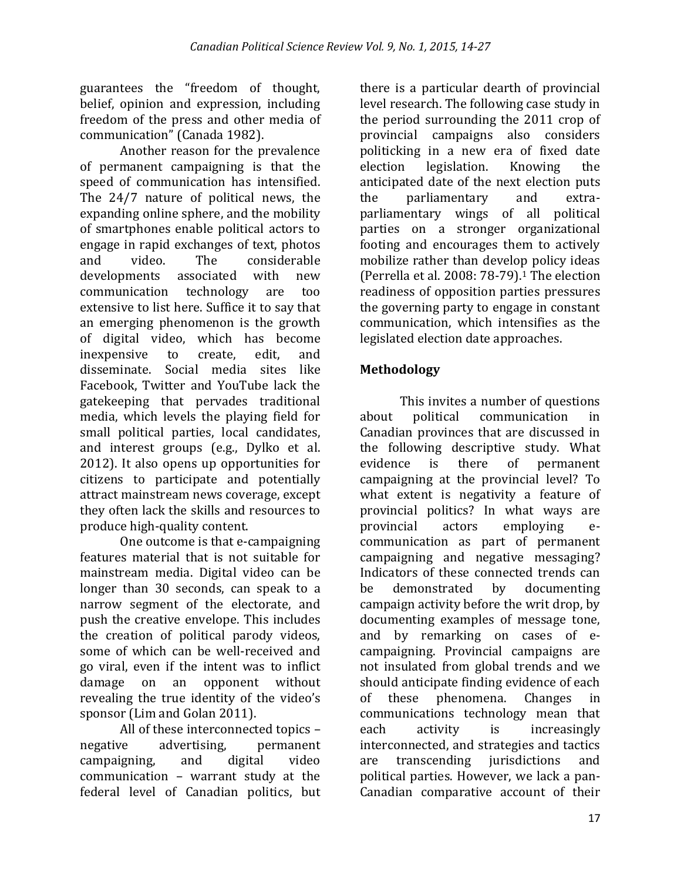guarantees the "freedom of thought, belief, opinion and expression, including freedom of the press and other media of communication" (Canada 1982).

Another reason for the prevalence of permanent campaigning is that the speed of communication has intensified. The 24/7 nature of political news, the expanding online sphere, and the mobility of smartphones enable political actors to engage in rapid exchanges of text, photos and video. The considerable developments associated with new communication technology are too extensive to list here. Suffice it to say that an emerging phenomenon is the growth of digital video, which has become inexpensive to create, edit, and disseminate. Social media sites like Facebook, Twitter and YouTube lack the gatekeeping that pervades traditional media, which levels the playing field for small political parties, local candidates, and interest groups (e.g., Dylko et al. 2012). It also opens up opportunities for citizens to participate and potentially attract mainstream news coverage, except they often lack the skills and resources to produce high-quality content.

One outcome is that e-campaigning features material that is not suitable for mainstream media. Digital video can be longer than 30 seconds, can speak to a narrow segment of the electorate, and push the creative envelope. This includes the creation of political parody videos, some of which can be well-received and go viral, even if the intent was to inflict damage on an opponent without revealing the true identity of the video's sponsor (Lim and Golan 2011).

All of these interconnected topics – negative advertising, permanent campaigning, and digital video communication – warrant study at the federal level of Canadian politics, but there is a particular dearth of provincial level research. The following case study in the period surrounding the 2011 crop of provincial campaigns also considers politicking in a new era of fixed date election legislation. Knowing the anticipated date of the next election puts the parliamentary and extra-parliamentary wings of all political parties on a stronger organizational footing and encourages them to actively mobilize rather than develop policy ideas (Perrella et al. 2008: 78-79).[1] The election readiness of opposition parties pressures the governing party to engage in constant communication, which intensifies as the legislated election date approaches.

## Methodology

This invites a number of questions about political communication in Canadian provinces that are discussed in the following descriptive study. What evidence is there of permanent campaigning at the provincial level? To what extent is negativity a feature of provincial politics? In what ways are provincial actors employing e-communication as part of permanent campaigning and negative messaging? Indicators of these connected trends can be demonstrated by documenting campaign activity before the writ drop, by documenting examples of message tone, and by remarking on cases of e-campaigning. Provincial campaigns are not insulated from global trends and we should anticipate finding evidence of each of these phenomena. Changes in communications technology mean that each activity is increasingly interconnected, and strategies and tactics are transcending jurisdictions and political parties. However, we lack a pan-Canadian comparative account of their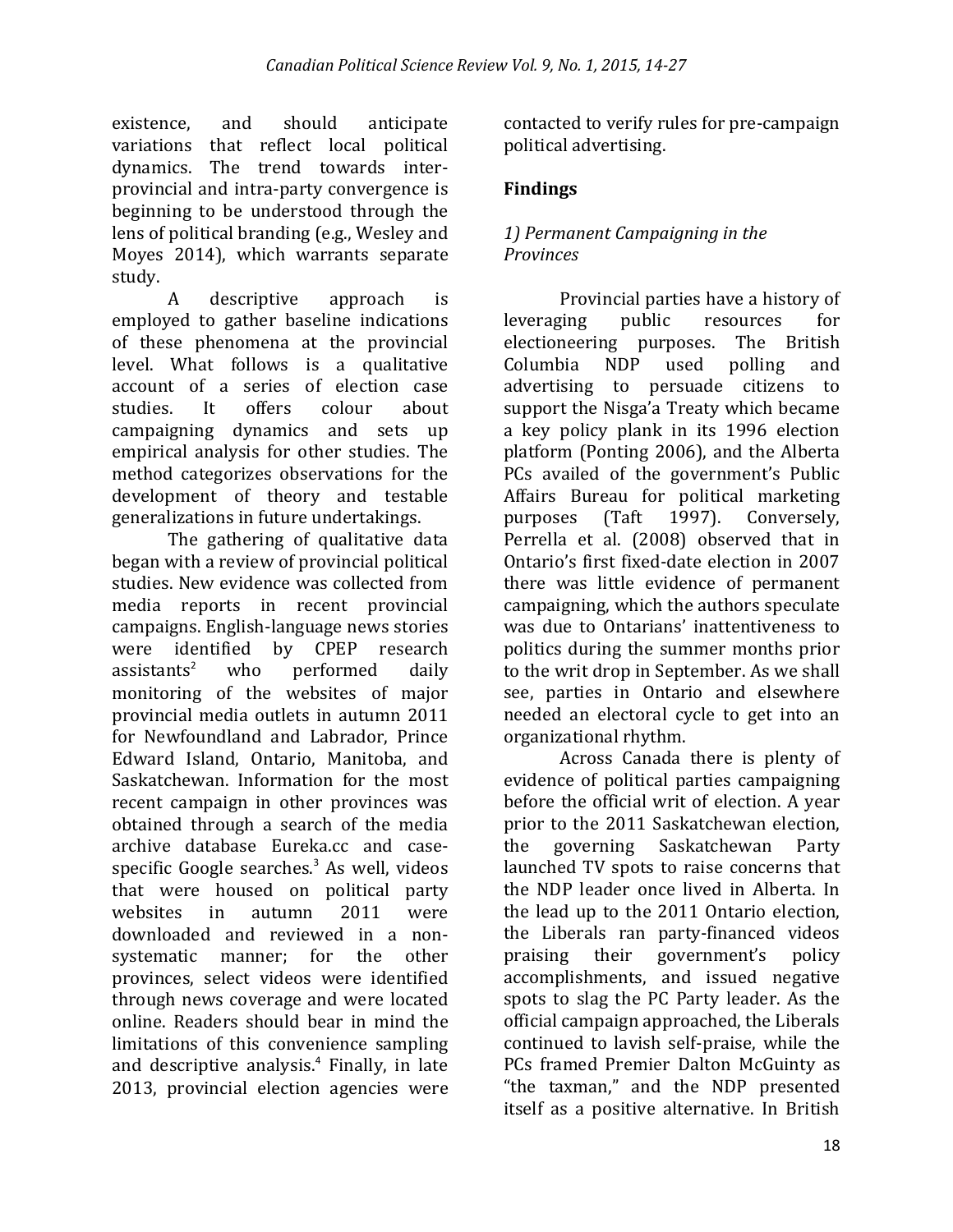existence, and should anticipate variations that reflect local political dynamics. The trend towards inter-provincial and intra-party convergence is beginning to be understood through the lens of political branding (e.g., Wesley and Moyes 2014), which warrants separate study.

A descriptive approach is employed to gather baseline indications of these phenomena at the provincial level. What follows is a qualitative account of a series of election case studies. It offers colour about campaigning dynamics and sets up empirical analysis for other studies. The method categorizes observations for the development of theory and testable generalizations in future undertakings.

The gathering of qualitative data began with a review of provincial political studies. New evidence was collected from media reports in recent provincial campaigns. English-language news stories were identified by CPEP research assistants[2] who performed daily monitoring of the websites of major provincial media outlets in autumn 2011 for Newfoundland and Labrador, Prince Edward Island, Ontario, Manitoba, and Saskatchewan. Information for the most recent campaign in other provinces was obtained through a search of the media archive database Eureka.cc and case-specific Google searches.[3] As well, videos that were housed on political party websites in autumn 2011 were downloaded and reviewed in a non-systematic manner; for the other provinces, select videos were identified through news coverage and were located online. Readers should bear in mind the limitations of this convenience sampling and descriptive analysis.[4] Finally, in late 2013, provincial election agencies were contacted to verify rules for pre-campaign political advertising.

## Findings

### *1) Permanent Campaigning in the Provinces*

Provincial parties have a history of leveraging public resources for electioneering purposes. The British Columbia NDP used polling and advertising to persuade citizens to support the Nisga'a Treaty which became a key policy plank in its 1996 election platform (Ponting 2006), and the Alberta PCs availed of the government's Public Affairs Bureau for political marketing purposes (Taft 1997). Conversely, Perrella et al. (2008) observed that in Ontario's first fixed-date election in 2007 there was little evidence of permanent campaigning, which the authors speculate was due to Ontarians' inattentiveness to politics during the summer months prior to the writ drop in September. As we shall see, parties in Ontario and elsewhere needed an electoral cycle to get into an organizational rhythm.

Across Canada there is plenty of evidence of political parties campaigning before the official writ of election. A year prior to the 2011 Saskatchewan election, the governing Saskatchewan Party launched TV spots to raise concerns that the NDP leader once lived in Alberta. In the lead up to the 2011 Ontario election, the Liberals ran party-financed videos praising their government's policy accomplishments, and issued negative spots to slag the PC Party leader. As the official campaign approached, the Liberals continued to lavish self-praise, while the PCs framed Premier Dalton McGuinty as "the taxman," and the NDP presented itself as a positive alternative. In British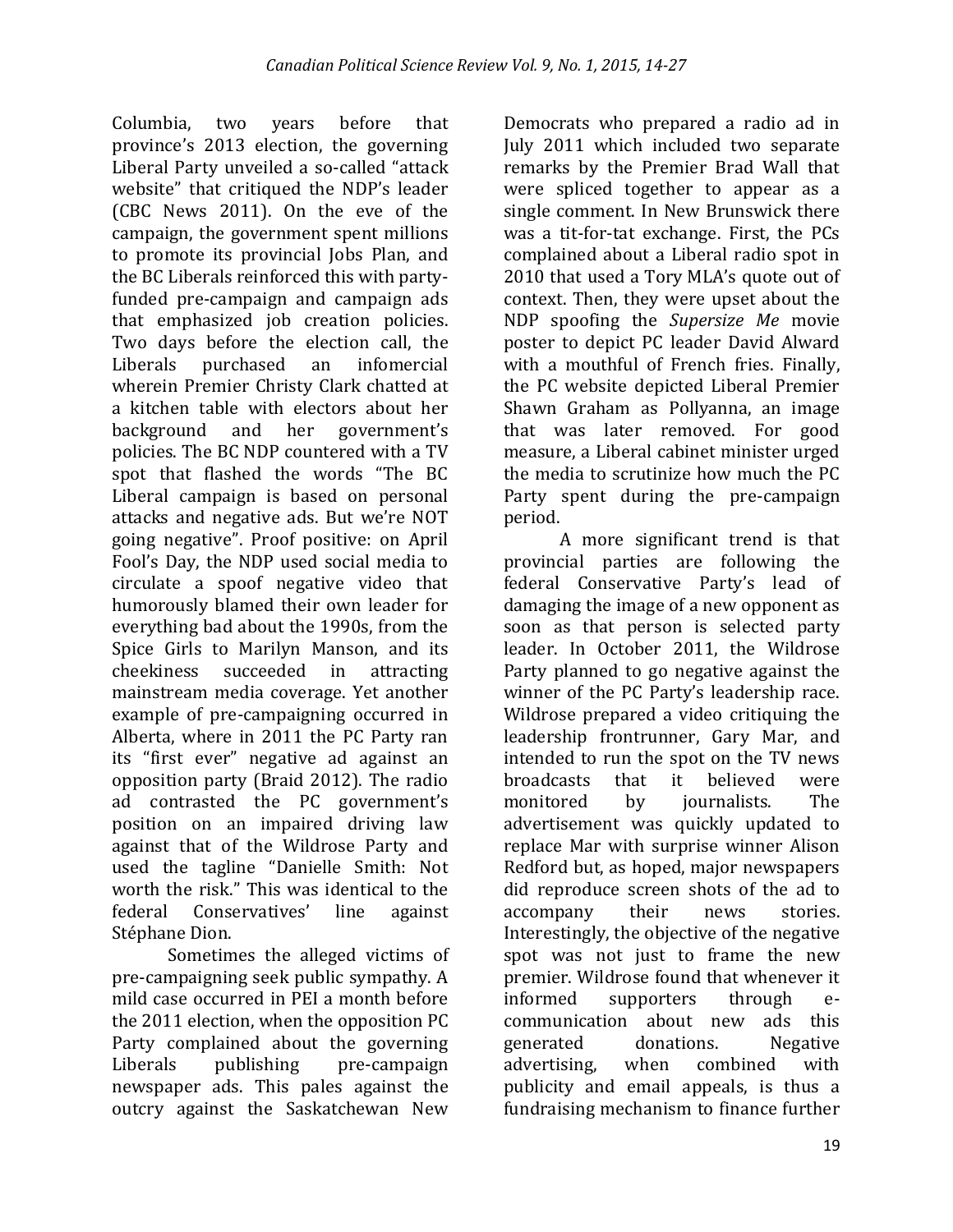Columbia, two years before that province's 2013 election, the governing Liberal Party unveiled a so-called "attack website" that critiqued the NDP's leader (CBC News 2011). On the eve of the campaign, the government spent millions to promote its provincial Jobs Plan, and the BC Liberals reinforced this with party-funded pre-campaign and campaign ads that emphasized job creation policies. Two days before the election call, the Liberals purchased an infomercial wherein Premier Christy Clark chatted at a kitchen table with electors about her background and her government's policies. The BC NDP countered with a TV spot that flashed the words "The BC Liberal campaign is based on personal attacks and negative ads. But we're NOT going negative". Proof positive: on April Fool's Day, the NDP used social media to circulate a spoof negative video that humorously blamed their own leader for everything bad about the 1990s, from the Spice Girls to Marilyn Manson, and its cheekiness succeeded in attracting mainstream media coverage. Yet another example of pre-campaigning occurred in Alberta, where in 2011 the PC Party ran its "first ever" negative ad against an opposition party (Braid 2012). The radio ad contrasted the PC government's position on an impaired driving law against that of the Wildrose Party and used the tagline "Danielle Smith: Not worth the risk." This was identical to the federal Conservatives' line against Stéphane Dion.

Sometimes the alleged victims of pre-campaigning seek public sympathy. A mild case occurred in PEI a month before the 2011 election, when the opposition PC Party complained about the governing Liberals publishing pre-campaign newspaper ads. This pales against the outcry against the Saskatchewan New Democrats who prepared a radio ad in July 2011 which included two separate remarks by the Premier Brad Wall that were spliced together to appear as a single comment. In New Brunswick there was a tit-for-tat exchange. First, the PCs complained about a Liberal radio spot in 2010 that used a Tory MLA's quote out of context. Then, they were upset about the NDP spoofing the *Supersize Me* movie poster to depict PC leader David Alward with a mouthful of French fries. Finally, the PC website depicted Liberal Premier Shawn Graham as Pollyanna, an image that was later removed. For good measure, a Liberal cabinet minister urged the media to scrutinize how much the PC Party spent during the pre-campaign period.

A more significant trend is that provincial parties are following the federal Conservative Party's lead of damaging the image of a new opponent as soon as that person is selected party leader. In October 2011, the Wildrose Party planned to go negative against the winner of the PC Party's leadership race. Wildrose prepared a video critiquing the leadership frontrunner, Gary Mar, and intended to run the spot on the TV news broadcasts that it believed were monitored by journalists. The advertisement was quickly updated to replace Mar with surprise winner Alison Redford but, as hoped, major newspapers did reproduce screen shots of the ad to accompany their news stories. Interestingly, the objective of the negative spot was not just to frame the new premier. Wildrose found that whenever it informed supporters through e-communication about new ads this generated donations. Negative advertising, when combined with publicity and email appeals, is thus a fundraising mechanism to finance further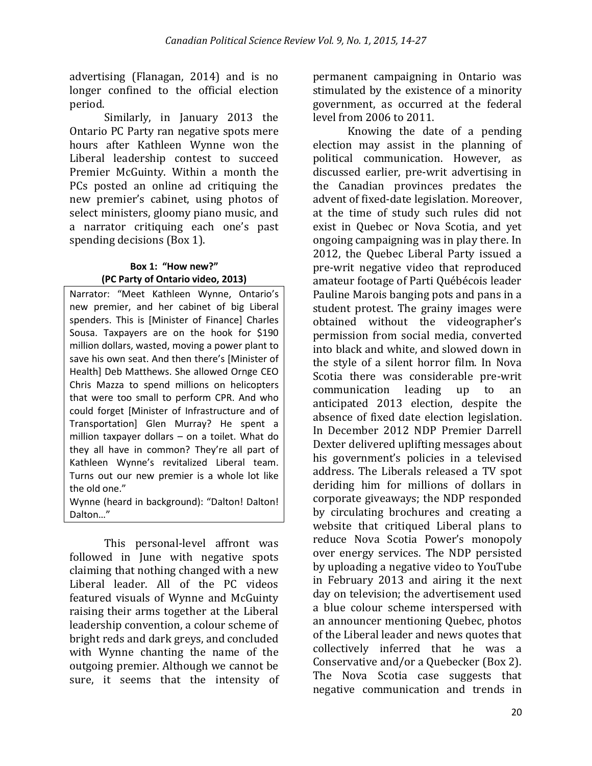advertising (Flanagan, 2014) and is no longer confined to the official election period.

Similarly, in January 2013 the Ontario PC Party ran negative spots mere hours after Kathleen Wynne won the Liberal leadership contest to succeed Premier McGuinty. Within a month the PCs posted an online ad critiquing the new premier's cabinet, using photos of select ministers, gloomy piano music, and a narrator critiquing each one's past spending decisions (Box 1).

**Box 1: "How new?"**
**(PC Party of Ontario video, 2013)**

> Narrator: "Meet Kathleen Wynne, Ontario's new premier, and her cabinet of big Liberal spenders. This is [Minister of Finance] Charles Sousa. Taxpayers are on the hook for $190 million dollars, wasted, moving a power plant to save his own seat. And then there's [Minister of Health] Deb Matthews. She allowed Ornge CEO Chris Mazza to spend millions on helicopters that were too small to perform CPR. And who could forget [Minister of Infrastructure and of Transportation] Glen Murray? He spent a million taxpayer dollars – on a toilet. What do they all have in common? They're all part of Kathleen Wynne's revitalized Liberal team. Turns out our new premier is a whole lot like the old one."
> Wynne (heard in background): "Dalton! Dalton! Dalton..."

This personal-level affront was followed in June with negative spots claiming that nothing changed with a new Liberal leader. All of the PC videos featured visuals of Wynne and McGuinty raising their arms together at the Liberal leadership convention, a colour scheme of bright reds and dark greys, and concluded with Wynne chanting the name of the outgoing premier. Although we cannot be sure, it seems that the intensity of permanent campaigning in Ontario was stimulated by the existence of a minority government, as occurred at the federal level from 2006 to 2011.

Knowing the date of a pending election may assist in the planning of political communication. However, as discussed earlier, pre-writ advertising in the Canadian provinces predates the advent of fixed-date legislation. Moreover, at the time of study such rules did not exist in Quebec or Nova Scotia, and yet ongoing campaigning was in play there. In 2012, the Quebec Liberal Party issued a pre-writ negative video that reproduced amateur footage of Parti Québécois leader Pauline Marois banging pots and pans in a student protest. The grainy images were obtained without the videographer's permission from social media, converted into black and white, and slowed down in the style of a silent horror film. In Nova Scotia there was considerable pre-writ communication leading up to an anticipated 2013 election, despite the absence of fixed date election legislation. In December 2012 NDP Premier Darrell Dexter delivered uplifting messages about his government's policies in a televised address. The Liberals released a TV spot deriding him for millions of dollars in corporate giveaways; the NDP responded by circulating brochures and creating a website that critiqued Liberal plans to reduce Nova Scotia Power's monopoly over energy services. The NDP persisted by uploading a negative video to YouTube in February 2013 and airing it the next day on television; the advertisement used a blue colour scheme interspersed with an announcer mentioning Quebec, photos of the Liberal leader and news quotes that collectively inferred that he was a Conservative and/or a Quebecker (Box 2). The Nova Scotia case suggests that negative communication and trends in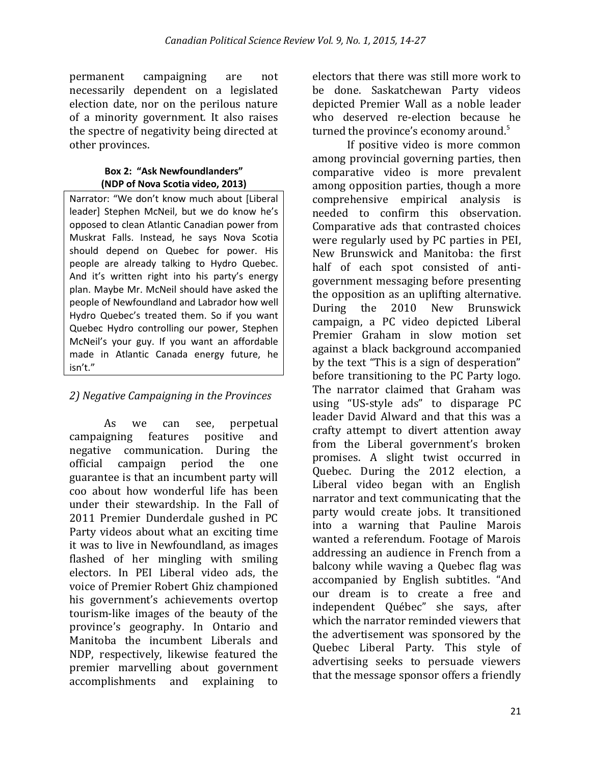permanent campaigning are not necessarily dependent on a legislated election date, nor on the perilous nature of a minority government. It also raises the spectre of negativity being directed at other provinces.

**Box 2: "Ask Newfoundlanders" (NDP of Nova Scotia video, 2013)**

Narrator: "We don't know much about [Liberal leader] Stephen McNeil, but we do know he's opposed to clean Atlantic Canadian power from Muskrat Falls. Instead, he says Nova Scotia should depend on Quebec for power. His people are already talking to Hydro Quebec. And it's written right into his party's energy plan. Maybe Mr. McNeil should have asked the people of Newfoundland and Labrador how well Hydro Quebec's treated them. So if you want Quebec Hydro controlling our power, Stephen McNeil's your guy. If you want an affordable made in Atlantic Canada energy future, he isn't."

## *2) Negative Campaigning in the Provinces*

As we can see, perpetual campaigning features positive and negative communication. During the official campaign period the one guarantee is that an incumbent party will coo about how wonderful life has been under their stewardship. In the Fall of 2011 Premier Dunderdale gushed in PC Party videos about what an exciting time it was to live in Newfoundland, as images flashed of her mingling with smiling electors. In PEI Liberal video ads, the voice of Premier Robert Ghiz championed his government's achievements overtop tourism-like images of the beauty of the province's geography. In Ontario and Manitoba the incumbent Liberals and NDP, respectively, likewise featured the premier marvelling about government accomplishments and explaining to electors that there was still more work to be done. Saskatchewan Party videos depicted Premier Wall as a noble leader who deserved re-election because he turned the province's economy around.[5]

If positive video is more common among provincial governing parties, then comparative video is more prevalent among opposition parties, though a more comprehensive empirical analysis is needed to confirm this observation. Comparative ads that contrasted choices were regularly used by PC parties in PEI, New Brunswick and Manitoba: the first half of each spot consisted of anti-government messaging before presenting the opposition as an uplifting alternative. During the 2010 New Brunswick campaign, a PC video depicted Liberal Premier Graham in slow motion set against a black background accompanied by the text "This is a sign of desperation" before transitioning to the PC Party logo. The narrator claimed that Graham was using "US-style ads" to disparage PC leader David Alward and that this was a crafty attempt to divert attention away from the Liberal government's broken promises. A slight twist occurred in Quebec. During the 2012 election, a Liberal video began with an English narrator and text communicating that the party would create jobs. It transitioned into a warning that Pauline Marois wanted a referendum. Footage of Marois addressing an audience in French from a balcony while waving a Quebec flag was accompanied by English subtitles. "And our dream is to create a free and independent Québec" she says, after which the narrator reminded viewers that the advertisement was sponsored by the Quebec Liberal Party. This style of advertising seeks to persuade viewers that the message sponsor offers a friendly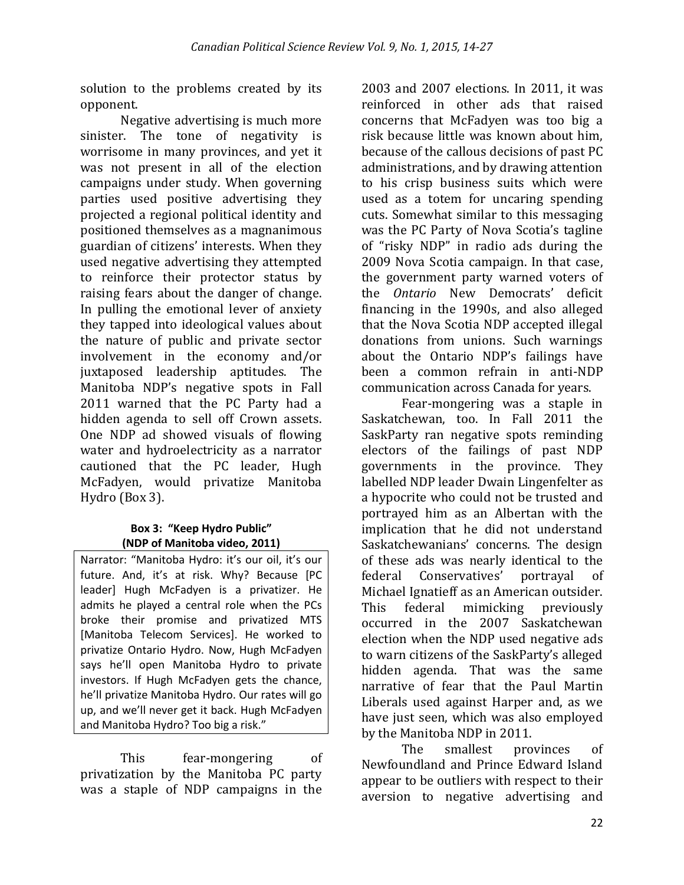solution to the problems created by its opponent.

Negative advertising is much more sinister. The tone of negativity is worrisome in many provinces, and yet it was not present in all of the election campaigns under study. When governing parties used positive advertising they projected a regional political identity and positioned themselves as a magnanimous guardian of citizens' interests. When they used negative advertising they attempted to reinforce their protector status by raising fears about the danger of change. In pulling the emotional lever of anxiety they tapped into ideological values about the nature of public and private sector involvement in the economy and/or juxtaposed leadership aptitudes. The Manitoba NDP's negative spots in Fall 2011 warned that the PC Party had a hidden agenda to sell off Crown assets. One NDP ad showed visuals of flowing water and hydroelectricity as a narrator cautioned that the PC leader, Hugh McFadyen, would privatize Manitoba Hydro (Box 3).

**Box 3: "Keep Hydro Public" (NDP of Manitoba video, 2011)**

> Narrator: "Manitoba Hydro: it's our oil, it's our future. And, it's at risk. Why? Because [PC leader] Hugh McFadyen is a privatizer. He admits he played a central role when the PCs broke their promise and privatized MTS [Manitoba Telecom Services]. He worked to privatize Ontario Hydro. Now, Hugh McFadyen says he'll open Manitoba Hydro to private investors. If Hugh McFadyen gets the chance, he'll privatize Manitoba Hydro. Our rates will go up, and we'll never get it back. Hugh McFadyen and Manitoba Hydro? Too big a risk."

This fear-mongering of privatization by the Manitoba PC party was a staple of NDP campaigns in the 2003 and 2007 elections. In 2011, it was reinforced in other ads that raised concerns that McFadyen was too big a risk because little was known about him, because of the callous decisions of past PC administrations, and by drawing attention to his crisp business suits which were used as a totem for uncaring spending cuts. Somewhat similar to this messaging was the PC Party of Nova Scotia's tagline of "risky NDP" in radio ads during the 2009 Nova Scotia campaign. In that case, the government party warned voters of the *Ontario* New Democrats' deficit financing in the 1990s, and also alleged that the Nova Scotia NDP accepted illegal donations from unions. Such warnings about the Ontario NDP's failings have been a common refrain in anti-NDP communication across Canada for years.

Fear-mongering was a staple in Saskatchewan, too. In Fall 2011 the SaskParty ran negative spots reminding electors of the failings of past NDP governments in the province. They labelled NDP leader Dwain Lingenfelter as a hypocrite who could not be trusted and portrayed him as an Albertan with the implication that he did not understand Saskatchewanians' concerns. The design of these ads was nearly identical to the federal Conservatives' portrayal of Michael Ignatieff as an American outsider. This federal mimicking previously occurred in the 2007 Saskatchewan election when the NDP used negative ads to warn citizens of the SaskParty's alleged hidden agenda. That was the same narrative of fear that the Paul Martin Liberals used against Harper and, as we have just seen, which was also employed by the Manitoba NDP in 2011.

The smallest provinces of Newfoundland and Prince Edward Island appear to be outliers with respect to their aversion to negative advertising and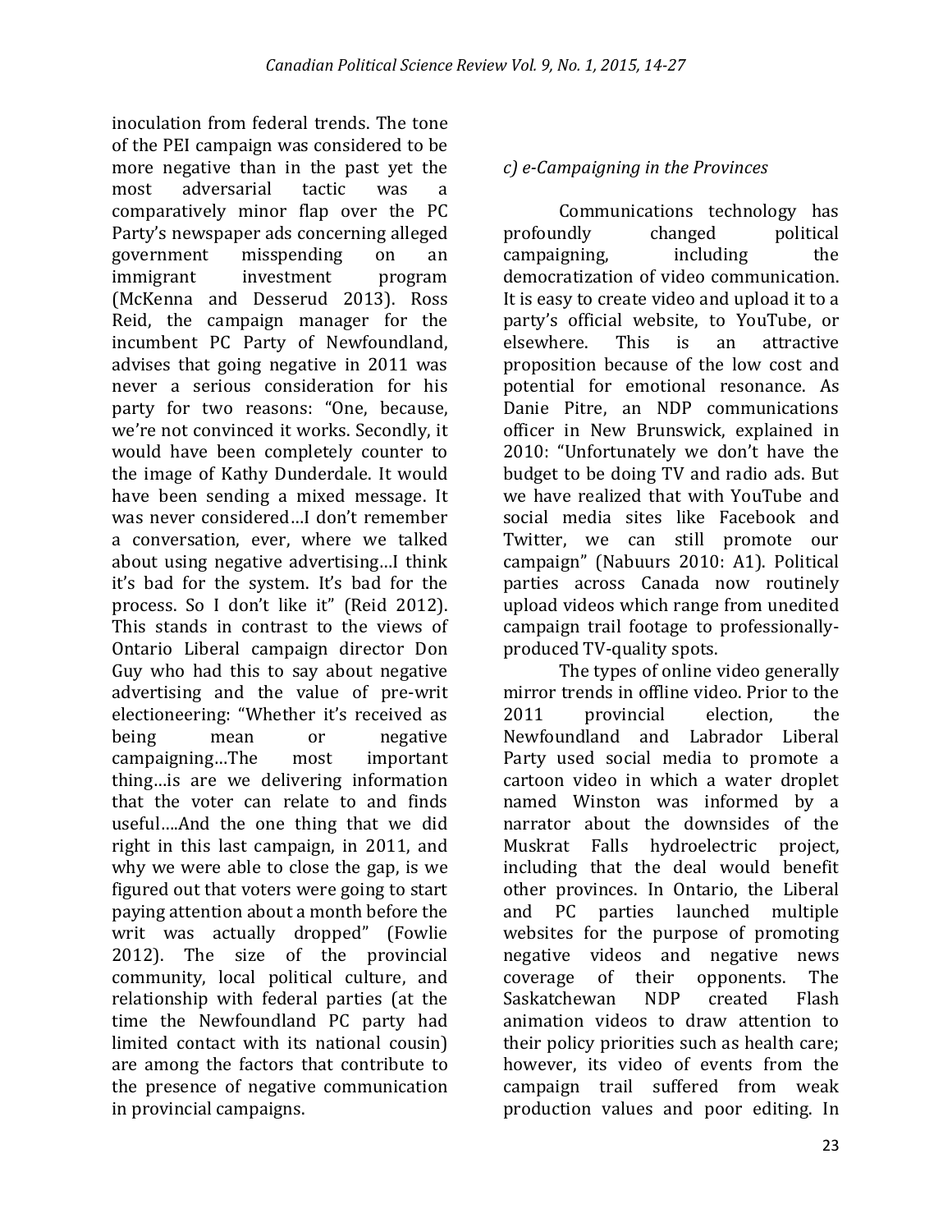inoculation from federal trends. The tone of the PEI campaign was considered to be more negative than in the past yet the most adversarial tactic was a comparatively minor flap over the PC Party's newspaper ads concerning alleged government misspending on an immigrant investment program (McKenna and Desserud 2013). Ross Reid, the campaign manager for the incumbent PC Party of Newfoundland, advises that going negative in 2011 was never a serious consideration for his party for two reasons: "One, because, we're not convinced it works. Secondly, it would have been completely counter to the image of Kathy Dunderdale. It would have been sending a mixed message. It was never considered…I don't remember a conversation, ever, where we talked about using negative advertising…I think it's bad for the system. It's bad for the process. So I don't like it" (Reid 2012). This stands in contrast to the views of Ontario Liberal campaign director Don Guy who had this to say about negative advertising and the value of pre-writ electioneering: "Whether it's received as being mean or negative campaigning…The most important thing…is are we delivering information that the voter can relate to and finds useful….And the one thing that we did right in this last campaign, in 2011, and why we were able to close the gap, is we figured out that voters were going to start paying attention about a month before the writ was actually dropped" (Fowlie 2012). The size of the provincial community, local political culture, and relationship with federal parties (at the time the Newfoundland PC party had limited contact with its national cousin) are among the factors that contribute to the presence of negative communication in provincial campaigns.

### *c) e-Campaigning in the Provinces*

Communications technology has profoundly changed political campaigning, including the democratization of video communication. It is easy to create video and upload it to a party's official website, to YouTube, or elsewhere. This is an attractive proposition because of the low cost and potential for emotional resonance. As Danie Pitre, an NDP communications officer in New Brunswick, explained in 2010: "Unfortunately we don't have the budget to be doing TV and radio ads. But we have realized that with YouTube and social media sites like Facebook and Twitter, we can still promote our campaign" (Nabuurs 2010: A1). Political parties across Canada now routinely upload videos which range from unedited campaign trail footage to professionally-produced TV-quality spots.

The types of online video generally mirror trends in offline video. Prior to the 2011 provincial election, the Newfoundland and Labrador Liberal Party used social media to promote a cartoon video in which a water droplet named Winston was informed by a narrator about the downsides of the Muskrat Falls hydroelectric project, including that the deal would benefit other provinces. In Ontario, the Liberal and PC parties launched multiple websites for the purpose of promoting negative videos and negative news coverage of their opponents. The Saskatchewan NDP created Flash animation videos to draw attention to their policy priorities such as health care; however, its video of events from the campaign trail suffered from weak production values and poor editing. In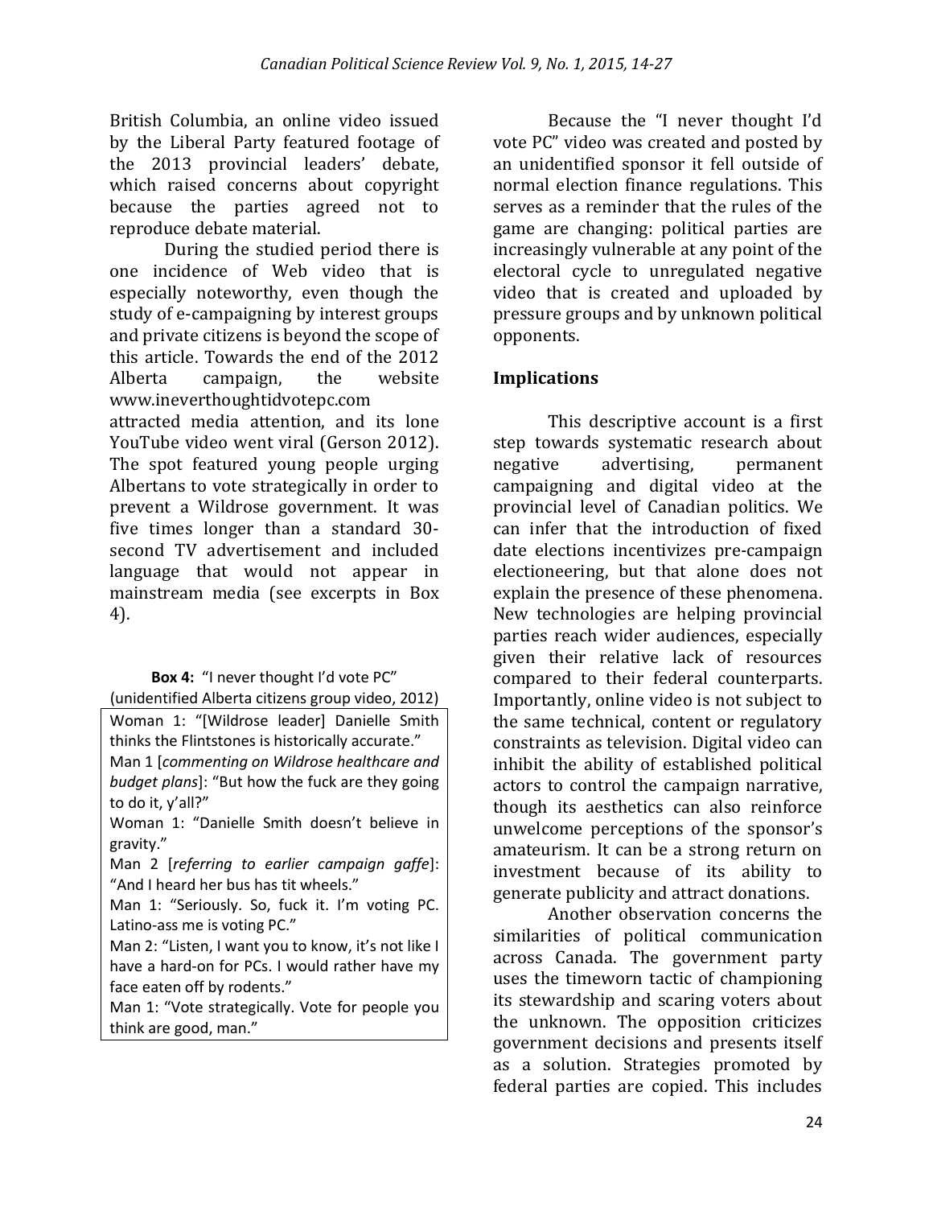British Columbia, an online video issued by the Liberal Party featured footage of the 2013 provincial leaders' debate, which raised concerns about copyright because the parties agreed not to reproduce debate material.

During the studied period there is one incidence of Web video that is especially noteworthy, even though the study of e-campaigning by interest groups and private citizens is beyond the scope of this article. Towards the end of the 2012 Alberta campaign, the website www.ineverthoughtidvotepc.com attracted media attention, and its lone YouTube video went viral (Gerson 2012). The spot featured young people urging Albertans to vote strategically in order to prevent a Wildrose government. It was five times longer than a standard 30-second TV advertisement and included language that would not appear in mainstream media (see excerpts in Box 4).

**Box 4:** "I never thought I'd vote PC" (unidentified Alberta citizens group video, 2012)

> Woman 1: "[Wildrose leader] Danielle Smith thinks the Flintstones is historically accurate."
> Man 1 [*commenting on Wildrose healthcare and budget plans*]: "But how the fuck are they going to do it, y'all?"
> Woman 1: "Danielle Smith doesn't believe in gravity."
> Man 2 [*referring to earlier campaign gaffe*]: "And I heard her bus has tit wheels."
> Man 1: "Seriously. So, fuck it. I'm voting PC. Latino-ass me is voting PC."
> Man 2: "Listen, I want you to know, it's not like I have a hard-on for PCs. I would rather have my face eaten off by rodents."
> Man 1: "Vote strategically. Vote for people you think are good, man."

Because the "I never thought I'd vote PC" video was created and posted by an unidentified sponsor it fell outside of normal election finance regulations. This serves as a reminder that the rules of the game are changing: political parties are increasingly vulnerable at any point of the electoral cycle to unregulated negative video that is created and uploaded by pressure groups and by unknown political opponents.

## Implications

This descriptive account is a first step towards systematic research about negative advertising, permanent campaigning and digital video at the provincial level of Canadian politics. We can infer that the introduction of fixed date elections incentivizes pre-campaign electioneering, but that alone does not explain the presence of these phenomena. New technologies are helping provincial parties reach wider audiences, especially given their relative lack of resources compared to their federal counterparts. Importantly, online video is not subject to the same technical, content or regulatory constraints as television. Digital video can inhibit the ability of established political actors to control the campaign narrative, though its aesthetics can also reinforce unwelcome perceptions of the sponsor's amateurism. It can be a strong return on investment because of its ability to generate publicity and attract donations.

Another observation concerns the similarities of political communication across Canada. The government party uses the timeworn tactic of championing its stewardship and scaring voters about the unknown. The opposition criticizes government decisions and presents itself as a solution. Strategies promoted by federal parties are copied. This includes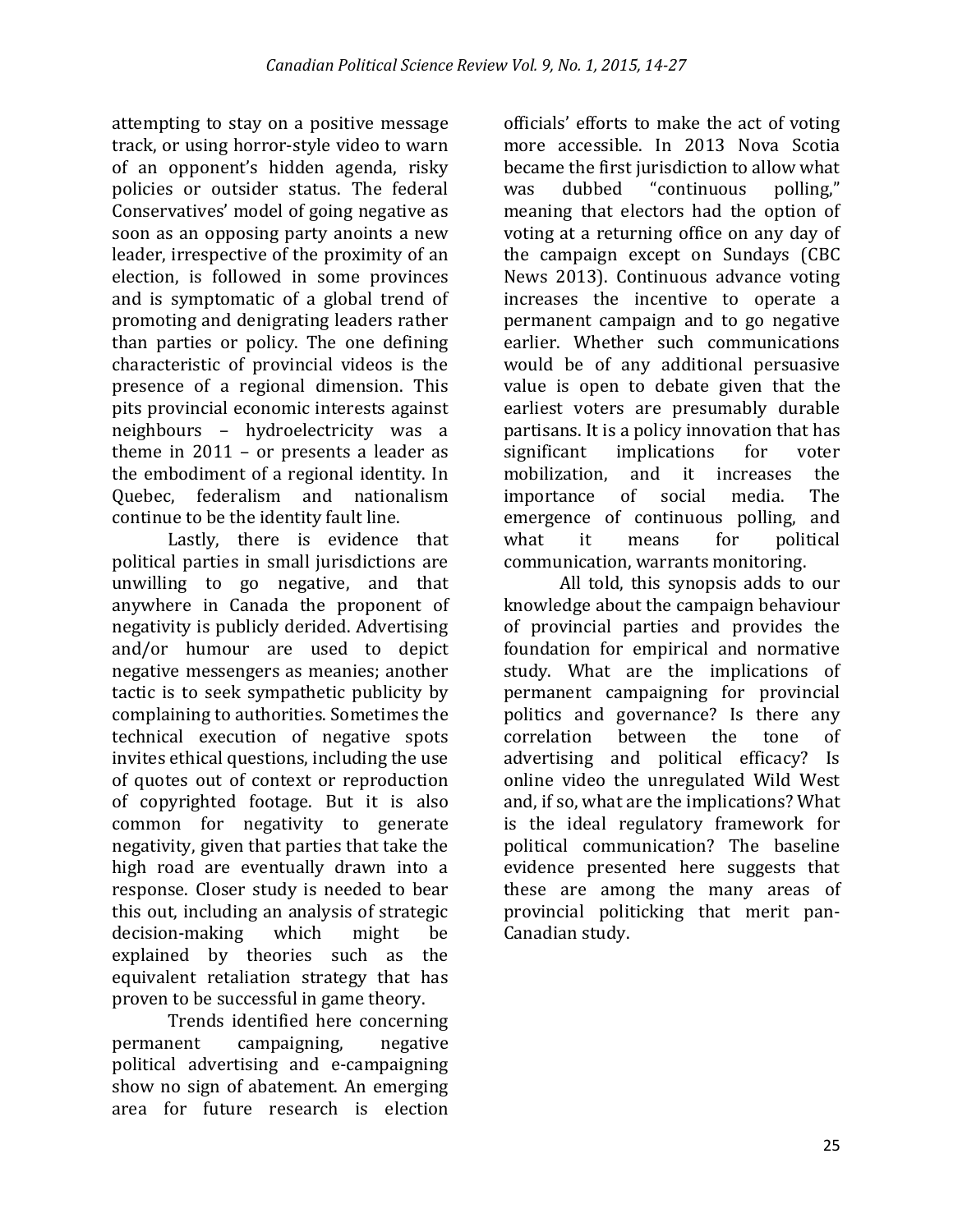attempting to stay on a positive message track, or using horror-style video to warn of an opponent's hidden agenda, risky policies or outsider status. The federal Conservatives' model of going negative as soon as an opposing party anoints a new leader, irrespective of the proximity of an election, is followed in some provinces and is symptomatic of a global trend of promoting and denigrating leaders rather than parties or policy. The one defining characteristic of provincial videos is the presence of a regional dimension. This pits provincial economic interests against neighbours – hydroelectricity was a theme in 2011 – or presents a leader as the embodiment of a regional identity. In Quebec, federalism and nationalism continue to be the identity fault line.

Lastly, there is evidence that political parties in small jurisdictions are unwilling to go negative, and that anywhere in Canada the proponent of negativity is publicly derided. Advertising and/or humour are used to depict negative messengers as meanies; another tactic is to seek sympathetic publicity by complaining to authorities. Sometimes the technical execution of negative spots invites ethical questions, including the use of quotes out of context or reproduction of copyrighted footage. But it is also common for negativity to generate negativity, given that parties that take the high road are eventually drawn into a response. Closer study is needed to bear this out, including an analysis of strategic decision-making which might be explained by theories such as the equivalent retaliation strategy that has proven to be successful in game theory.

Trends identified here concerning permanent campaigning, negative political advertising and e-campaigning show no sign of abatement. An emerging area for future research is election officials' efforts to make the act of voting more accessible. In 2013 Nova Scotia became the first jurisdiction to allow what was dubbed "continuous polling," meaning that electors had the option of voting at a returning office on any day of the campaign except on Sundays (CBC News 2013). Continuous advance voting increases the incentive to operate a permanent campaign and to go negative earlier. Whether such communications would be of any additional persuasive value is open to debate given that the earliest voters are presumably durable partisans. It is a policy innovation that has significant implications for voter mobilization, and it increases the importance of social media. The emergence of continuous polling, and what it means for political communication, warrants monitoring.

All told, this synopsis adds to our knowledge about the campaign behaviour of provincial parties and provides the foundation for empirical and normative study. What are the implications of permanent campaigning for provincial politics and governance? Is there any correlation between the tone of advertising and political efficacy? Is online video the unregulated Wild West and, if so, what are the implications? What is the ideal regulatory framework for political communication? The baseline evidence presented here suggests that these are among the many areas of provincial politicking that merit pan-Canadian study.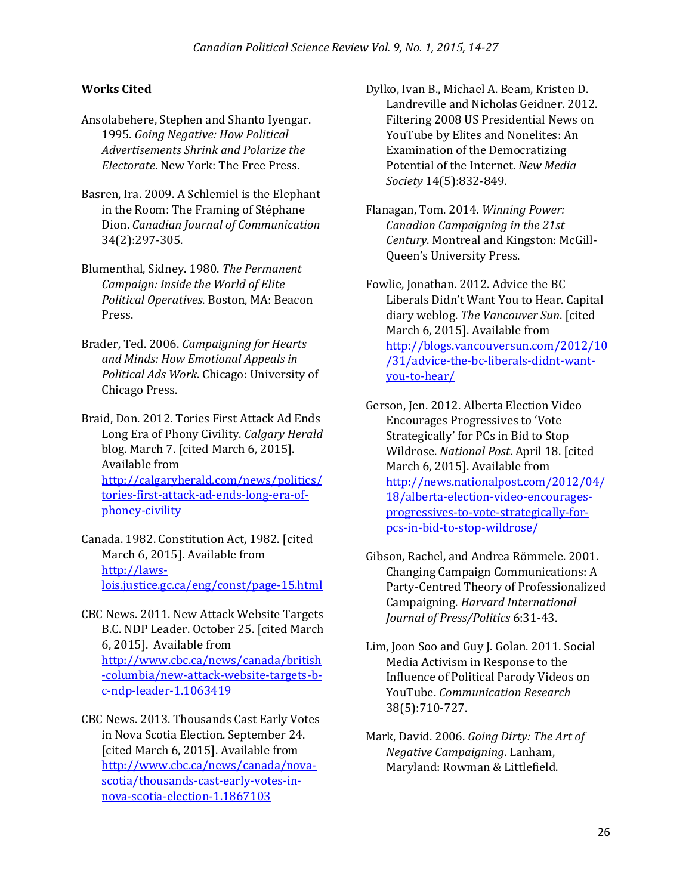**Works Cited**

Ansolabehere, Stephen and Shanto Iyengar. 1995. *Going Negative: How Political Advertisements Shrink and Polarize the Electorate*. New York: The Free Press.

Basren, Ira. 2009. A Schlemiel is the Elephant in the Room: The Framing of Stéphane Dion. *Canadian Journal of Communication* 34(2):297-305.

Blumenthal, Sidney. 1980. *The Permanent Campaign: Inside the World of Elite Political Operatives*. Boston, MA: Beacon Press.

Brader, Ted. 2006. *Campaigning for Hearts and Minds: How Emotional Appeals in Political Ads Work*. Chicago: University of Chicago Press.

Braid, Don. 2012. Tories First Attack Ad Ends Long Era of Phony Civility. *Calgary Herald* blog. March 7. [cited March 6, 2015]. Available from http://calgaryherald.com/news/politics/tories-first-attack-ad-ends-long-era-of-phoney-civility

Canada. 1982. Constitution Act, 1982. [cited March 6, 2015]. Available from http://laws-lois.justice.gc.ca/eng/const/page-15.html

CBC News. 2011. New Attack Website Targets B.C. NDP Leader. October 25. [cited March 6, 2015]. Available from http://www.cbc.ca/news/canada/british-columbia/new-attack-website-targets-b-c-ndp-leader-1.1063419

CBC News. 2013. Thousands Cast Early Votes in Nova Scotia Election. September 24. [cited March 6, 2015]. Available from http://www.cbc.ca/news/canada/nova-scotia/thousands-cast-early-votes-in-nova-scotia-election-1.1867103

Dylko, Ivan B., Michael A. Beam, Kristen D. Landreville and Nicholas Geidner. 2012. Filtering 2008 US Presidential News on YouTube by Elites and Nonelites: An Examination of the Democratizing Potential of the Internet. *New Media Society* 14(5):832-849.

Flanagan, Tom. 2014. *Winning Power: Canadian Campaigning in the 21st Century*. Montreal and Kingston: McGill-Queen's University Press.

Fowlie, Jonathan. 2012. Advice the BC Liberals Didn't Want You to Hear. Capital diary weblog. *The Vancouver Sun*. [cited March 6, 2015]. Available from http://blogs.vancouversun.com/2012/10/31/advice-the-bc-liberals-didnt-want-you-to-hear/

Gerson, Jen. 2012. Alberta Election Video Encourages Progressives to 'Vote Strategically' for PCs in Bid to Stop Wildrose. *National Post*. April 18. [cited March 6, 2015]. Available from http://news.nationalpost.com/2012/04/18/alberta-election-video-encourages-progressives-to-vote-strategically-for-pcs-in-bid-to-stop-wildrose/

Gibson, Rachel, and Andrea Römmele. 2001. Changing Campaign Communications: A Party-Centred Theory of Professionalized Campaigning. *Harvard International Journal of Press/Politics* 6:31-43.

Lim, Joon Soo and Guy J. Golan. 2011. Social Media Activism in Response to the Influence of Political Parody Videos on YouTube. *Communication Research* 38(5):710-727.

Mark, David. 2006. *Going Dirty: The Art of Negative Campaigning*. Lanham, Maryland: Rowman & Littlefield.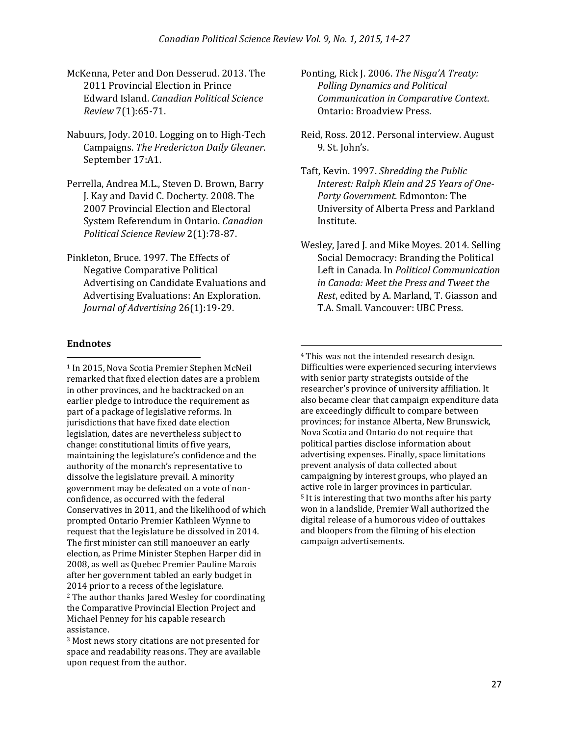McKenna, Peter and Don Desserud. 2013. The 2011 Provincial Election in Prince Edward Island. *Canadian Political Science Review* 7(1):65-71.

Nabuurs, Jody. 2010. Logging on to High-Tech Campaigns. *The Fredericton Daily Gleaner*. September 17:A1.

Perrella, Andrea M.L., Steven D. Brown, Barry J. Kay and David C. Docherty. 2008. The 2007 Provincial Election and Electoral System Referendum in Ontario. *Canadian Political Science Review* 2(1):78-87.

Pinkleton, Bruce. 1997. The Effects of Negative Comparative Political Advertising on Candidate Evaluations and Advertising Evaluations: An Exploration. *Journal of Advertising* 26(1):19-29.

Ponting, Rick J. 2006. *The Nisga'A Treaty: Polling Dynamics and Political Communication in Comparative Context*. Ontario: Broadview Press.

Reid, Ross. 2012. Personal interview. August 9. St. John's.

Taft, Kevin. 1997. *Shredding the Public Interest: Ralph Klein and 25 Years of One-Party Government*. Edmonton: The University of Alberta Press and Parkland Institute.

Wesley, Jared J. and Mike Moyes. 2014. Selling Social Democracy: Branding the Political Left in Canada. In *Political Communication in Canada: Meet the Press and Tweet the Rest*, edited by A. Marland, T. Giasson and T.A. Small. Vancouver: UBC Press.

## Endnotes

[1] In 2015, Nova Scotia Premier Stephen McNeil remarked that fixed election dates are a problem in other provinces, and he backtracked on an earlier pledge to introduce the requirement as part of a package of legislative reforms. In jurisdictions that have fixed date election legislation, dates are nevertheless subject to change: constitutional limits of five years, maintaining the legislature's confidence and the authority of the monarch's representative to dissolve the legislature prevail. A minority government may be defeated on a vote of non-confidence, as occurred with the federal Conservatives in 2011, and the likelihood of which prompted Ontario Premier Kathleen Wynne to request that the legislature be dissolved in 2014. The first minister can still manoeuver an early election, as Prime Minister Stephen Harper did in 2008, as well as Quebec Premier Pauline Marois after her government tabled an early budget in 2014 prior to a recess of the legislature.

[2] The author thanks Jared Wesley for coordinating the Comparative Provincial Election Project and Michael Penney for his capable research assistance.

[3] Most news story citations are not presented for space and readability reasons. They are available upon request from the author.

[4] This was not the intended research design. Difficulties were experienced securing interviews with senior party strategists outside of the researcher's province of university affiliation. It also became clear that campaign expenditure data are exceedingly difficult to compare between provinces; for instance Alberta, New Brunswick, Nova Scotia and Ontario do not require that political parties disclose information about advertising expenses. Finally, space limitations prevent analysis of data collected about campaigning by interest groups, who played an active role in larger provinces in particular.

[5] It is interesting that two months after his party won in a landslide, Premier Wall authorized the digital release of a humorous video of outtakes and bloopers from the filming of his election campaign advertisements.